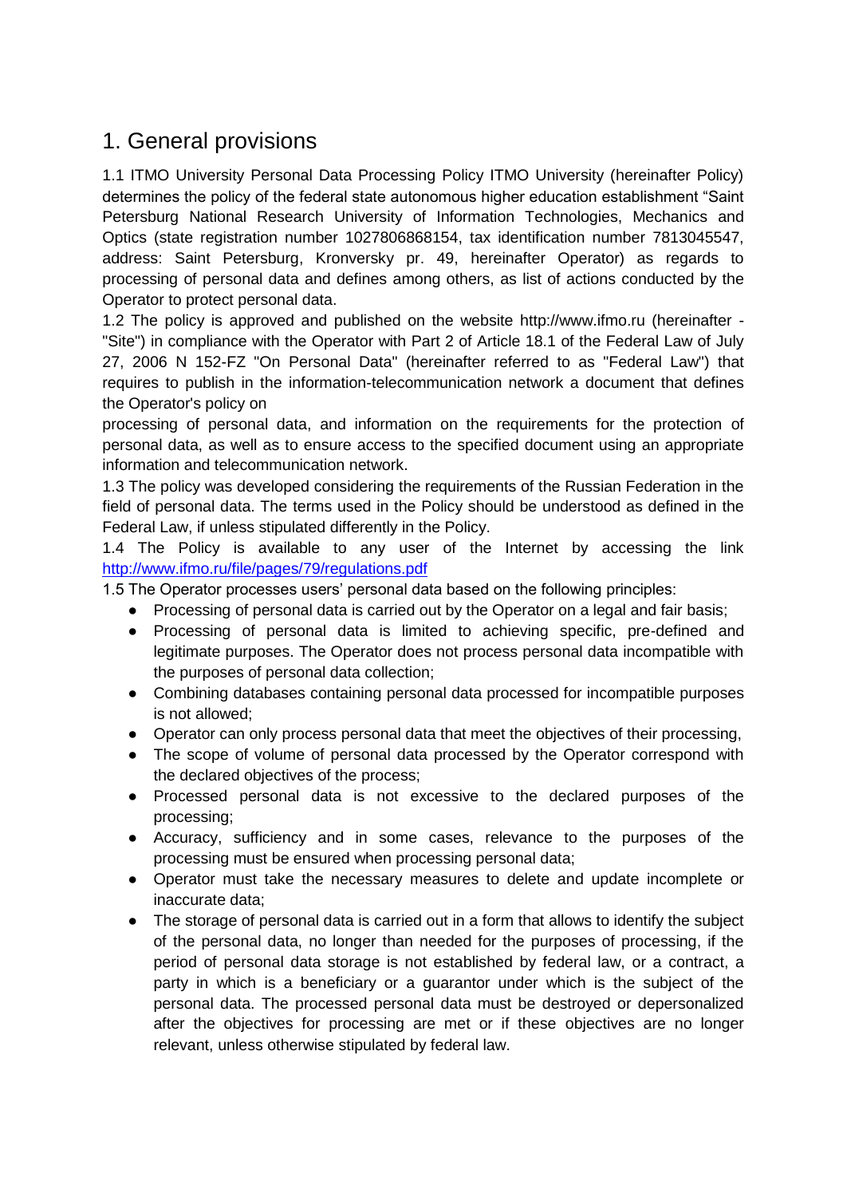# 1. General provisions

1.1 ITMO University Personal Data Processing Policy ITMO University (hereinafter Policy) determines the policy of the federal state autonomous higher education establishment “Saint Petersburg National Research University of Information Technologies, Mechanics and Optics (state registration number 1027806868154, tax identification number 7813045547, address: Saint Petersburg, Kronversky pr. 49, hereinafter Operator) as regards to processing of personal data and defines among others, as list of actions conducted by the Operator to protect personal data.

1.2 The policy is approved and published on the website http://www.ifmo.ru (hereinafter - "Site") in compliance with the Operator with Part 2 of Article 18.1 of the Federal Law of July 27, 2006 N 152-FZ "On Personal Data" (hereinafter referred to as "Federal Law") that requires to publish in the information-telecommunication network a document that defines the Operator's policy on processing of personal data, and information on the requirements for the protection of personal data, as well as to ensure access to the specified document using an appropriate information and telecommunication network.

1.3 The policy was developed considering the requirements of the Russian Federation in the field of personal data. The terms used in the Policy should be understood as defined in the Federal Law, if unless stipulated differently in the Policy.

1.4 The Policy is available to any user of the Internet by accessing the link [http://www.ifmo.ru/file/pages/79/regulations.pdf](http://www.ifmo.ru/file/pages/79/regulations.pdf)

1.5 The Operator processes users’ personal data based on the following principles:

- Processing of personal data is carried out by the Operator on a legal and fair basis;
- Processing of personal data is limited to achieving specific, pre-defined and legitimate purposes. The Operator does not process personal data incompatible with the purposes of personal data collection;
- Combining databases containing personal data processed for incompatible purposes is not allowed;
- Operator can only process personal data that meet the objectives of their processing,
- The scope of volume of personal data processed by the Operator correspond with the declared objectives of the process;
- Processed personal data is not excessive to the declared purposes of the processing;
- Accuracy, sufficiency and in some cases, relevance to the purposes of the processing must be ensured when processing personal data;
- Operator must take the necessary measures to delete and update incomplete or inaccurate data;
- The storage of personal data is carried out in a form that allows to identify the subject of the personal data, no longer than needed for the purposes of processing, if the period of personal data storage is not established by federal law, or a contract, a party in which is a beneficiary or a guarantor under which is the subject of the personal data. The processed personal data must be destroyed or depersonalized after the objectives for processing are met or if these objectives are no longer relevant, unless otherwise stipulated by federal law.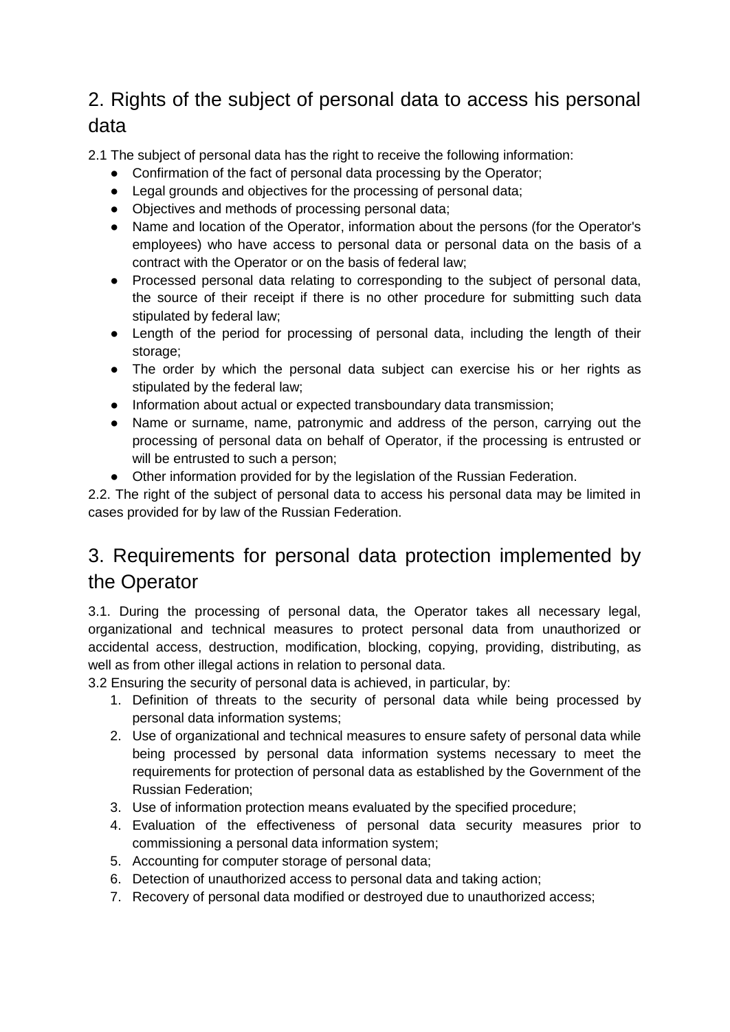## 2. Rights of the subject of personal data to access his personal data

2.1 The subject of personal data has the right to receive the following information:

- Confirmation of the fact of personal data processing by the Operator;
- Legal grounds and objectives for the processing of personal data;
- Objectives and methods of processing personal data;
- Name and location of the Operator, information about the persons (for the Operator's employees) who have access to personal data or personal data on the basis of a contract with the Operator or on the basis of federal law;
- Processed personal data relating to corresponding to the subject of personal data, the source of their receipt if there is no other procedure for submitting such data stipulated by federal law;
- Length of the period for processing of personal data, including the length of their storage;
- The order by which the personal data subject can exercise his or her rights as stipulated by the federal law;
- Information about actual or expected transboundary data transmission;
- Name or surname, name, patronymic and address of the person, carrying out the processing of personal data on behalf of Operator, if the processing is entrusted or will be entrusted to such a person;
- Other information provided for by the legislation of the Russian Federation.

2.2. The right of the subject of personal data to access his personal data may be limited in cases provided for by law of the Russian Federation.

## 3. Requirements for personal data protection implemented by the Operator

3.1. During the processing of personal data, the Operator takes all necessary legal, organizational and technical measures to protect personal data from unauthorized or accidental access, destruction, modification, blocking, copying, providing, distributing, as well as from other illegal actions in relation to personal data.

3.2 Ensuring the security of personal data is achieved, in particular, by:

1. Definition of threats to the security of personal data while being processed by personal data information systems;
2. Use of organizational and technical measures to ensure safety of personal data while being processed by personal data information systems necessary to meet the requirements for protection of personal data as established by the Government of the Russian Federation;
3. Use of information protection means evaluated by the specified procedure;
4. Evaluation of the effectiveness of personal data security measures prior to commissioning a personal data information system;
5. Accounting for computer storage of personal data;
6. Detection of unauthorized access to personal data and taking action;
7. Recovery of personal data modified or destroyed due to unauthorized access;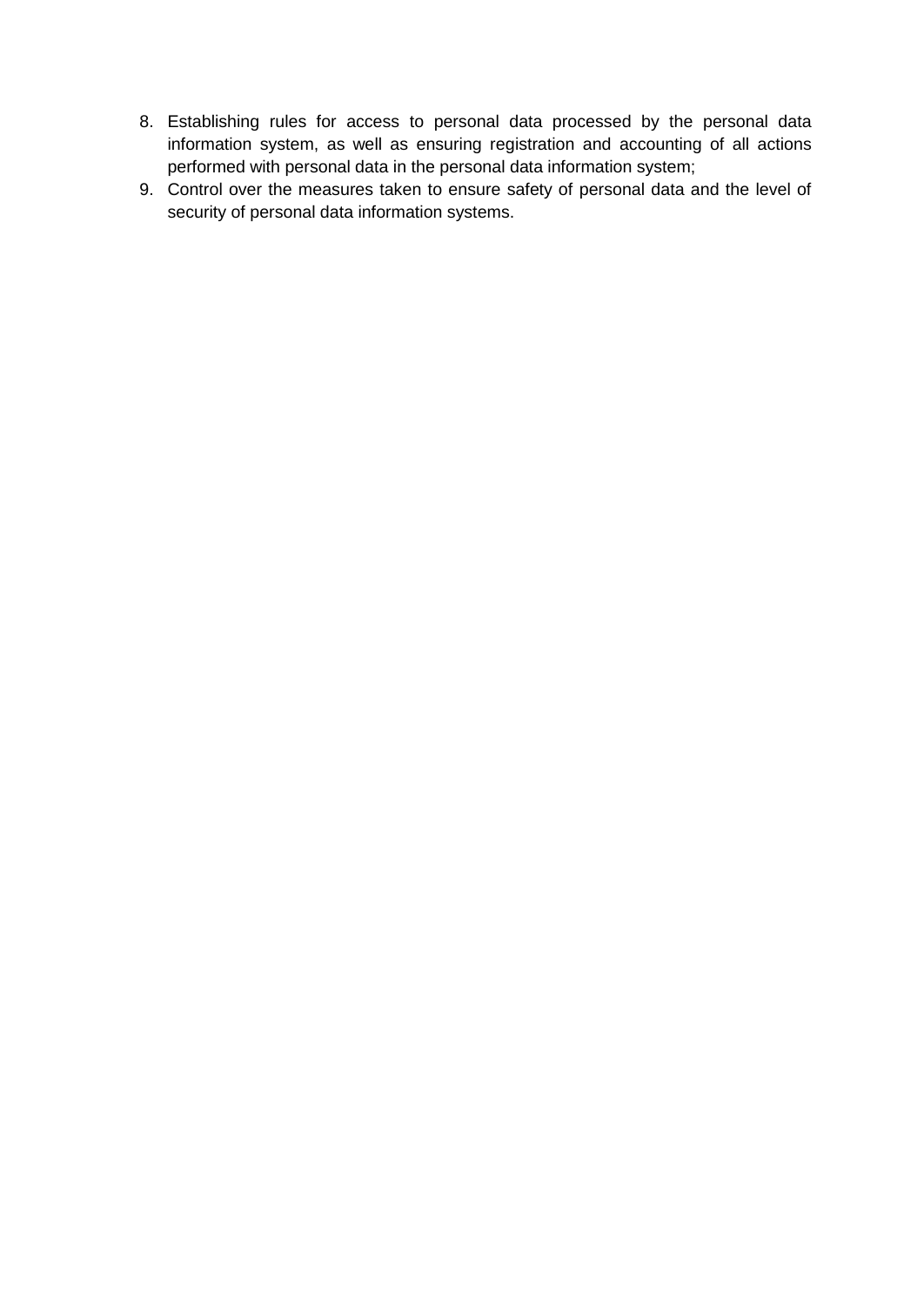8. Establishing rules for access to personal data processed by the personal data information system, as well as ensuring registration and accounting of all actions performed with personal data in the personal data information system;
9. Control over the measures taken to ensure safety of personal data and the level of security of personal data information systems.